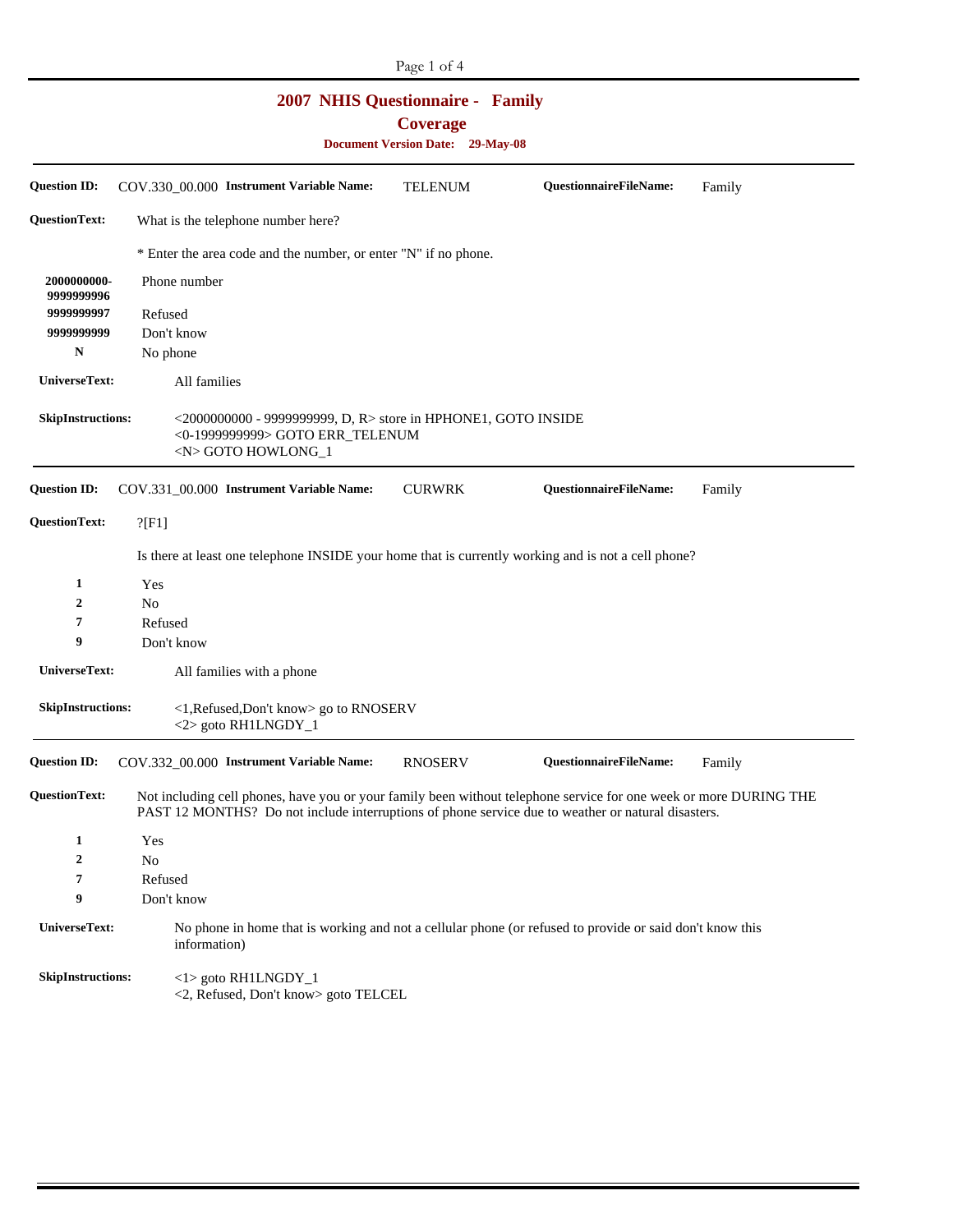# 2007 NHIS Questionnaire - Family

## Coverage

**Document Version Date: 29-May-08**

---

**Question ID:** COV.330_00.000 **Instrument Variable Name:** TELENUM **QuestionnaireFileName:** Family

**QuestionText:** What is the telephone number here?

* Enter the area code and the number, or enter "N" if no phone.

| Code | Response |
|---|---|
| 2000000000-9999999996 | Phone number |
| 9999999997 | Refused |
| 9999999999 | Don't know |
| N | No phone |

**UniverseText:** All families

**SkipInstructions:**
<2000000000 - 9999999999, D, R> store in HPHONE1, GOTO INSIDE
<0-1999999999> GOTO ERR_TELENUM
<N> GOTO HOWLONG_1

---

**Question ID:** COV.331_00.000 **Instrument Variable Name:** CURWRK **QuestionnaireFileName:** Family

**QuestionText:** ?[F1]

Is there at least one telephone INSIDE your home that is currently working and is not a cell phone?

| Code | Response |
|---|---|
| 1 | Yes |
| 2 | No |
| 7 | Refused |
| 9 | Don't know |

**UniverseText:** All families with a phone

**SkipInstructions:**
<1,Refused,Don't know> go to RNOSERV
<2> goto RH1LNGDY_1

---

**Question ID:** COV.332_00.000 **Instrument Variable Name:** RNOSERV **QuestionnaireFileName:** Family

**QuestionText:** Not including cell phones, have you or your family been without telephone service for one week or more DURING THE PAST 12 MONTHS? Do not include interruptions of phone service due to weather or natural disasters.

| Code | Response |
|---|---|
| 1 | Yes |
| 2 | No |
| 7 | Refused |
| 9 | Don't know |

**UniverseText:** No phone in home that is working and not a cellular phone (or refused to provide or said don't know this information)

**SkipInstructions:**
<1> goto RH1LNGDY_1
<2, Refused, Don't know> goto TELCEL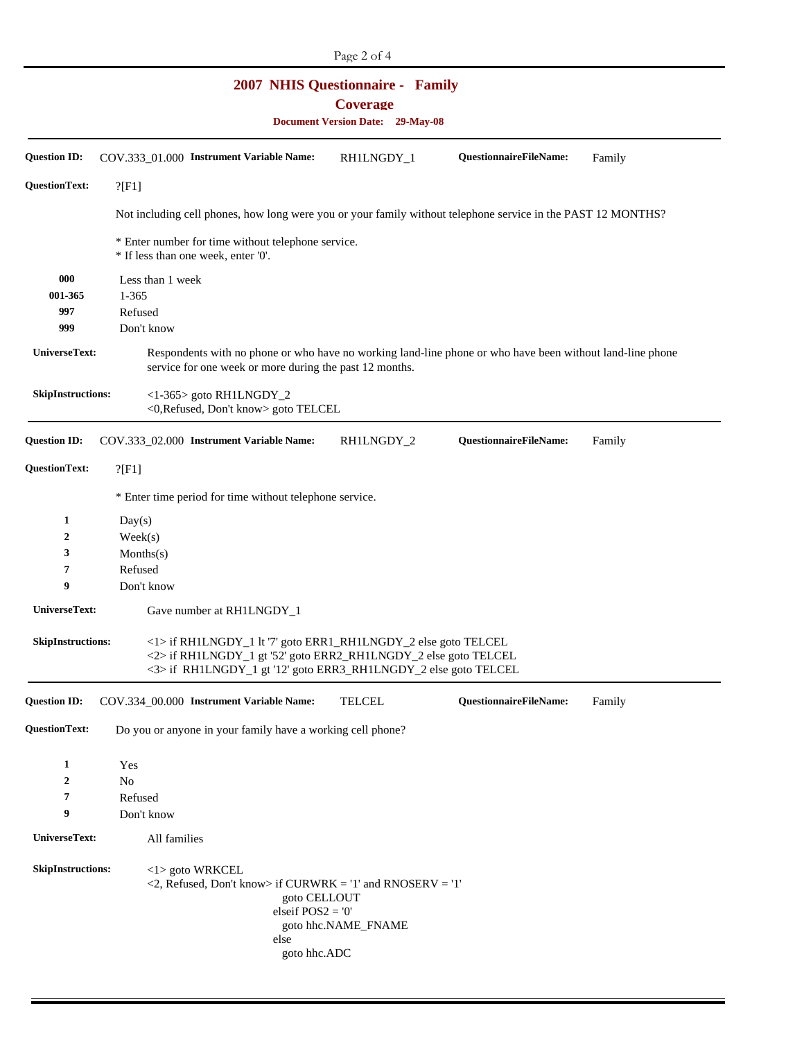# 2007 NHIS Questionnaire - Family

## Coverage

**Document Version Date: 29-May-08**

---

**Question ID:** COV.333_01.000 **Instrument Variable Name:** RH1LNGDY_1 **QuestionnaireFileName:** Family

**QuestionText:** ?[F1]

Not including cell phones, how long were you or your family without telephone service in the PAST 12 MONTHS?

* Enter number for time without telephone service.
* If less than one week, enter '0'.

| | |
|---|---|
| **000** | Less than 1 week |
| **001-365** | 1-365 |
| **997** | Refused |
| **999** | Don't know |

**UniverseText:** Respondents with no phone or who have no working land-line phone or who have been without land-line phone service for one week or more during the past 12 months.

**SkipInstructions:**
<1-365> goto RH1LNGDY_2
<0,Refused, Don't know> goto TELCEL

---

**Question ID:** COV.333_02.000 **Instrument Variable Name:** RH1LNGDY_2 **QuestionnaireFileName:** Family

**QuestionText:** ?[F1]

* Enter time period for time without telephone service.

| | |
|---|---|
| **1** | Day(s) |
| **2** | Week(s) |
| **3** | Months(s) |
| **7** | Refused |
| **9** | Don't know |

**UniverseText:** Gave number at RH1LNGDY_1

**SkipInstructions:**
<1> if RH1LNGDY_1 lt '7' goto ERR1_RH1LNGDY_2 else goto TELCEL
<2> if RH1LNGDY_1 gt '52' goto ERR2_RH1LNGDY_2 else goto TELCEL
<3> if RH1LNGDY_1 gt '12' goto ERR3_RH1LNGDY_2 else goto TELCEL

---

**Question ID:** COV.334_00.000 **Instrument Variable Name:** TELCEL **QuestionnaireFileName:** Family

**QuestionText:** Do you or anyone in your family have a working cell phone?

| | |
|---|---|
| **1** | Yes |
| **2** | No |
| **7** | Refused |
| **9** | Don't know |

**UniverseText:** All families

**SkipInstructions:**

```
<1> goto WRKCEL
<2, Refused, Don't know> if CURWRK = '1' and RNOSERV = '1'
                           goto CELLOUT
                         elseif POS2 = '0'
                           goto hhc.NAME_FNAME
                         else
                           goto hhc.ADC
```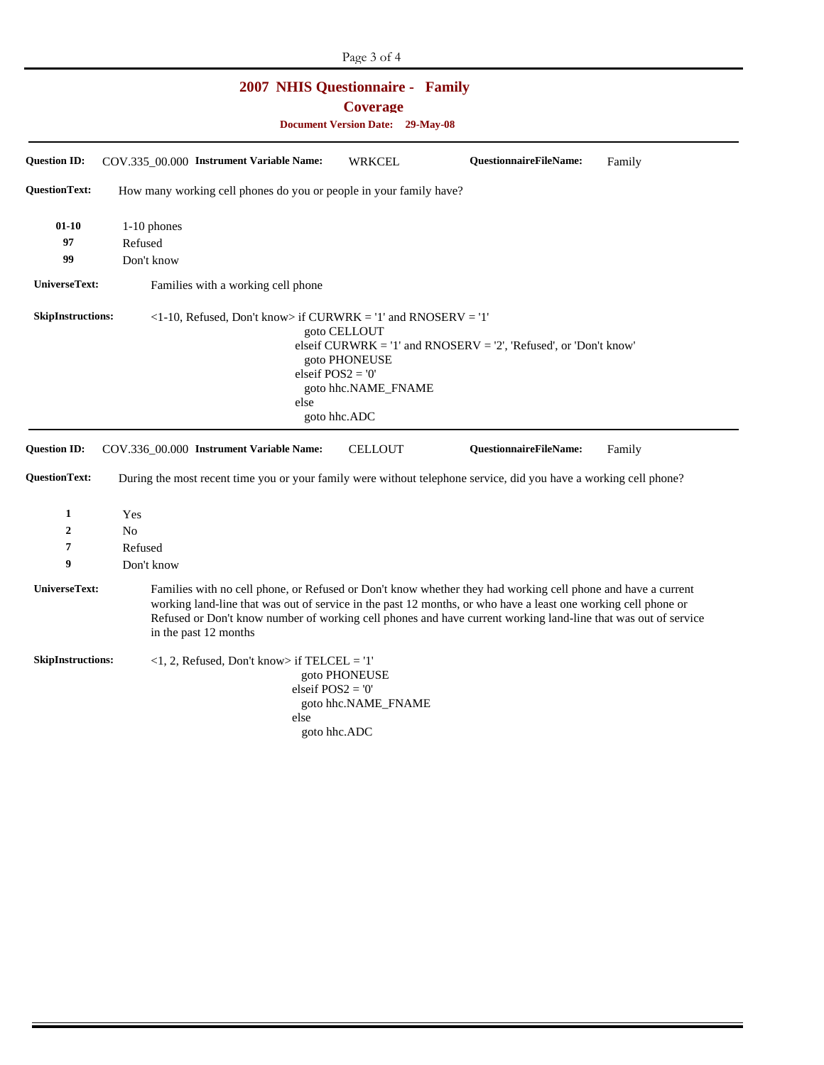# 2007 NHIS Questionnaire - Family

## Coverage

**Document Version Date: 29-May-08**

---

**Question ID:** COV.335_00.000 **Instrument Variable Name:** WRKCEL **QuestionnaireFileName:** Family

**QuestionText:** How many working cell phones do you or people in your family have?

| | |
|---|---|
| **01-10** | 1-10 phones |
| **97** | Refused |
| **99** | Don't know |

**UniverseText:** Families with a working cell phone

**SkipInstructions:**

```
<1-10, Refused, Don't know> if CURWRK = '1' and RNOSERV = '1'
  goto CELLOUT
elseif CURWRK = '1' and RNOSERV = '2', 'Refused', or 'Don't know'
  goto PHONEUSE
elseif POS2 = '0'
  goto hhc.NAME_FNAME
else
  goto hhc.ADC
```

---

**Question ID:** COV.336_00.000 **Instrument Variable Name:** CELLOUT **QuestionnaireFileName:** Family

**QuestionText:** During the most recent time you or your family were without telephone service, did you have a working cell phone?

| | |
|---|---|
| **1** | Yes |
| **2** | No |
| **7** | Refused |
| **9** | Don't know |

**UniverseText:** Families with no cell phone, or Refused or Don't know whether they had working cell phone and have a current working land-line that was out of service in the past 12 months, or who have a least one working cell phone or Refused or Don't know number of working cell phones and have current working land-line that was out of service in the past 12 months

**SkipInstructions:**

```
<1, 2, Refused, Don't know> if TELCEL = '1'
  goto PHONEUSE
elseif POS2 = '0'
  goto hhc.NAME_FNAME
else
  goto hhc.ADC
```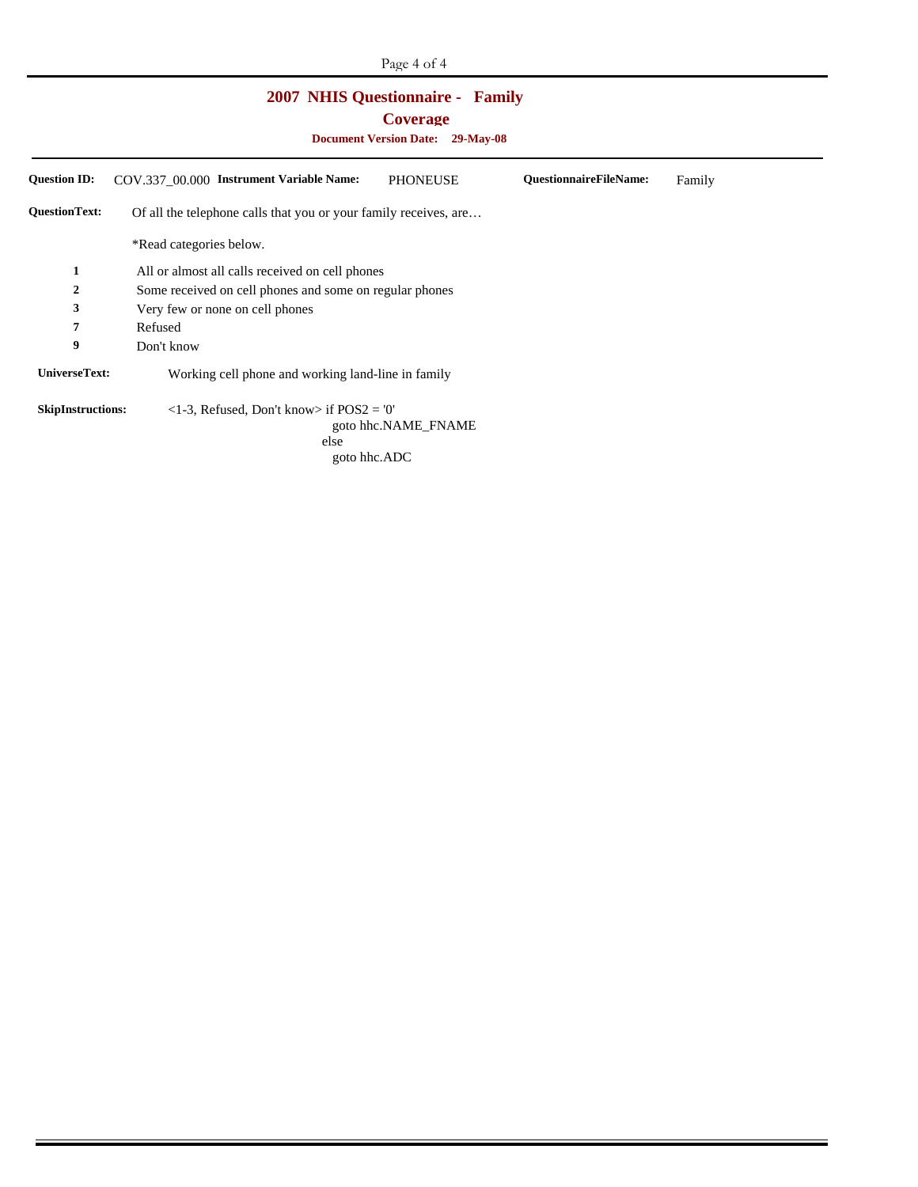# 2007 NHIS Questionnaire - Family

## Coverage

**Document Version Date:** 29-May-08

**Question ID:** COV.337_00.000 **Instrument Variable Name:** PHONEUSE **QuestionnaireFileName:** Family

**QuestionText:** Of all the telephone calls that you or your family receives, are…

*Read categories below.

| | |
|---|---|
| **1** | All or almost all calls received on cell phones |
| **2** | Some received on cell phones and some on regular phones |
| **3** | Very few or none on cell phones |
| **7** | Refused |
| **9** | Don't know |

**UniverseText:** Working cell phone and working land-line in family

**SkipInstructions:**

```
<1-3, Refused, Don't know> if POS2 = '0'
        goto hhc.NAME_FNAME
    else
        goto hhc.ADC
```